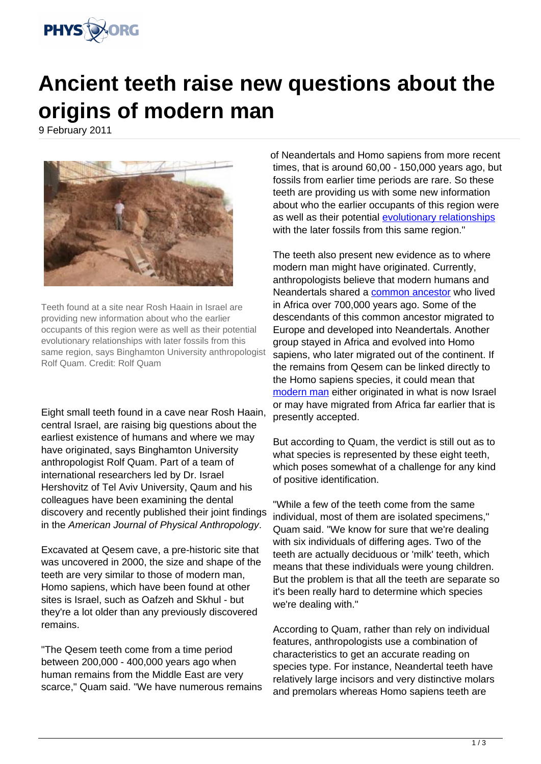# Ancient teeth raise new questions about the origins of modern man

9 February 2011

Teeth found at a site near Rosh Haain in Israel are providing new information about who the earlier occupants of this region were as well as their potential evolutionary relationships with later fossils from this same region, says Binghamton University anthropologist Rolf Quam. Credit: Rolf Quam

Eight small teeth found in a cave near Rosh Haain, central Israel, are raising big questions about the earliest existence of humans and where we may have originated, says Binghamton University anthropologist Rolf Quam. Part of a team of international researchers led by Dr. Israel Hershovitz of Tel Aviv University, Qaum and his colleagues have been examining the dental discovery and recently published their joint findings in the *American Journal of Physical Anthropology*.

Excavated at Qesem cave, a pre-historic site that was uncovered in 2000, the size and shape of the teeth are very similar to those of modern man, Homo sapiens, which have been found at other sites is Israel, such as Oafzeh and Skhul - but they're a lot older than any previously discovered remains.

"The Qesem teeth come from a time period between 200,000 - 400,000 years ago when human remains from the Middle East are very scarce," Quam said. "We have numerous remains of Neandertals and Homo sapiens from more recent times, that is around 60,00 - 150,000 years ago, but fossils from earlier time periods are rare. So these teeth are providing us with some new information about who the earlier occupants of this region were as well as their potential evolutionary relationships with the later fossils from this same region."

The teeth also present new evidence as to where modern man might have originated. Currently, anthropologists believe that modern humans and Neandertals shared a common ancestor who lived in Africa over 700,000 years ago. Some of the descendants of this common ancestor migrated to Europe and developed into Neandertals. Another group stayed in Africa and evolved into Homo sapiens, who later migrated out of the continent. If the remains from Qesem can be linked directly to the Homo sapiens species, it could mean that modern man either originated in what is now Israel or may have migrated from Africa far earlier that is presently accepted.

But according to Quam, the verdict is still out as to what species is represented by these eight teeth, which poses somewhat of a challenge for any kind of positive identification.

"While a few of the teeth come from the same individual, most of them are isolated specimens," Quam said. "We know for sure that we're dealing with six individuals of differing ages. Two of the teeth are actually deciduous or 'milk' teeth, which means that these individuals were young children. But the problem is that all the teeth are separate so it's been really hard to determine which species we're dealing with."

According to Quam, rather than rely on individual features, anthropologists use a combination of characteristics to get an accurate reading on species type. For instance, Neandertal teeth have relatively large incisors and very distinctive molars and premolars whereas Homo sapiens teeth are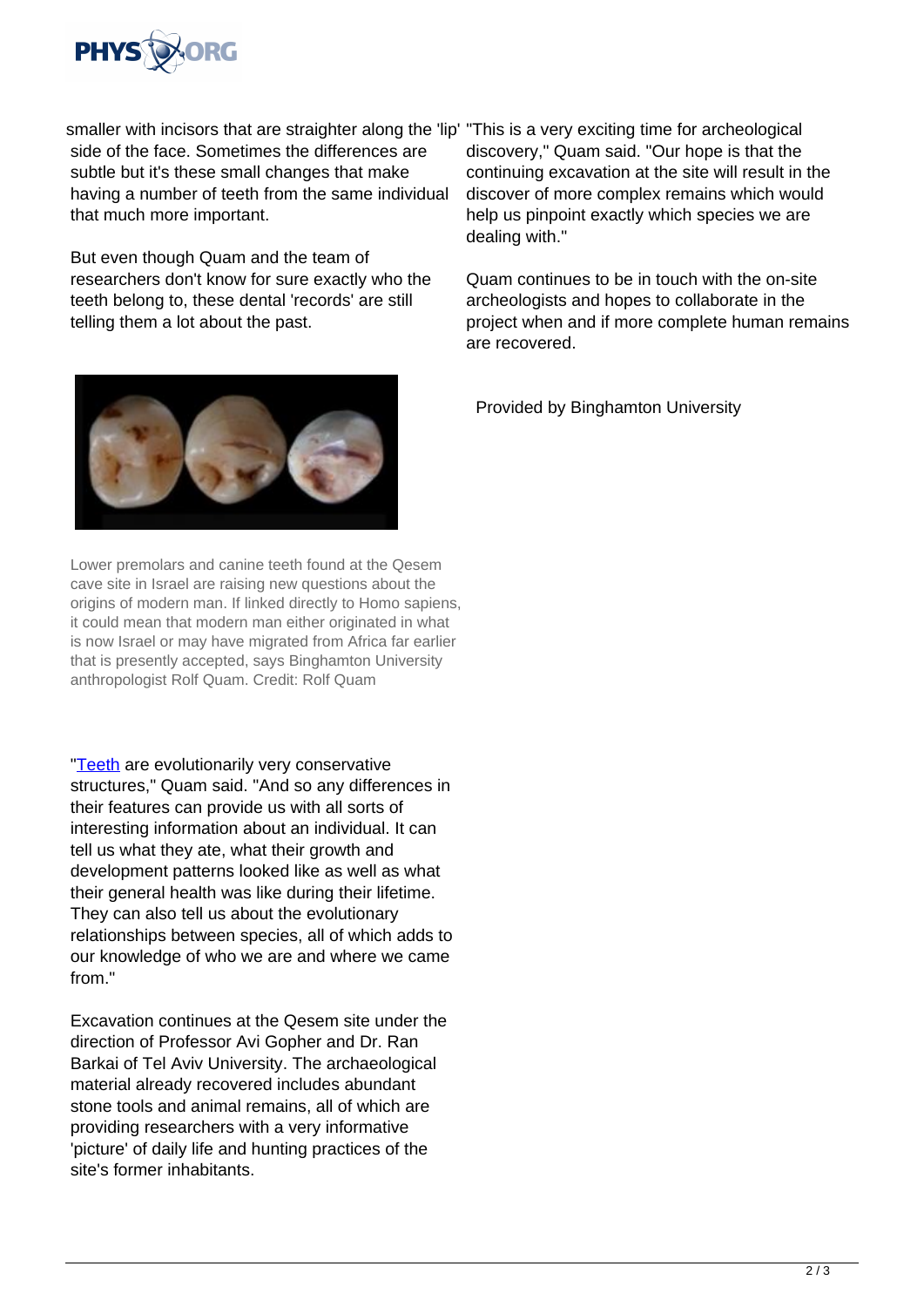smaller with incisors that are straighter along the 'lip' side of the face. Sometimes the differences are subtle but it's these small changes that make having a number of teeth from the same individual that much more important.

But even though Quam and the team of researchers don't know for sure exactly who the teeth belong to, these dental 'records' are still telling them a lot about the past.

Lower premolars and canine teeth found at the Qesem cave site in Israel are raising new questions about the origins of modern man. If linked directly to Homo sapiens, it could mean that modern man either originated in what is now Israel or may have migrated from Africa far earlier that is presently accepted, says Binghamton University anthropologist Rolf Quam. Credit: Rolf Quam

"Teeth are evolutionarily very conservative structures," Quam said. "And so any differences in their features can provide us with all sorts of interesting information about an individual. It can tell us what they ate, what their growth and development patterns looked like as well as what their general health was like during their lifetime. They can also tell us about the evolutionary relationships between species, all of which adds to our knowledge of who we are and where we came from."

Excavation continues at the Qesem site under the direction of Professor Avi Gopher and Dr. Ran Barkai of Tel Aviv University. The archaeological material already recovered includes abundant stone tools and animal remains, all of which are providing researchers with a very informative 'picture' of daily life and hunting practices of the site's former inhabitants.

"This is a very exciting time for archeological discovery," Quam said. "Our hope is that the continuing excavation at the site will result in the discover of more complex remains which would help us pinpoint exactly which species we are dealing with."

Quam continues to be in touch with the on-site archeologists and hopes to collaborate in the project when and if more complete human remains are recovered.

Provided by Binghamton University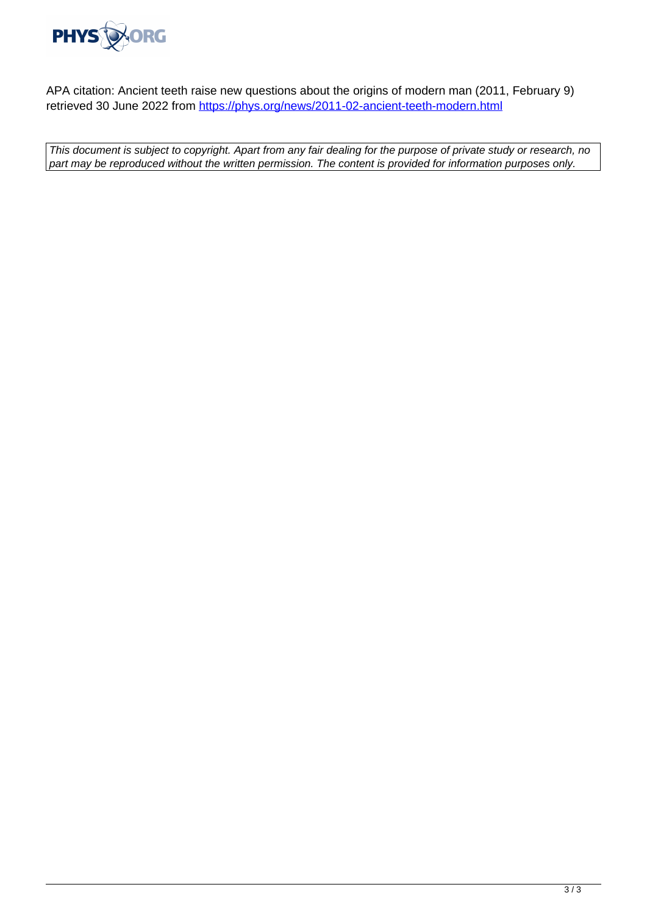APA citation: Ancient teeth raise new questions about the origins of modern man (2011, February 9) retrieved 30 June 2022 from https://phys.org/news/2011-02-ancient-teeth-modern.html

*This document is subject to copyright. Apart from any fair dealing for the purpose of private study or research, no part may be reproduced without the written permission. The content is provided for information purposes only.*